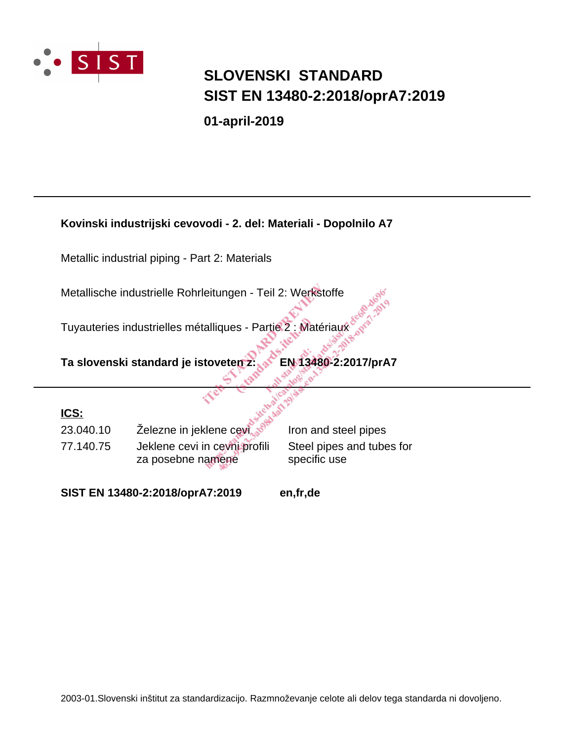# SLOVENSKI STANDARD
# SIST EN 13480-2:2018/oprA7:2019

**01-april-2019**

---

**Kovinski industrijski cevovodi - 2. del: Materiali - Dopolnilo A7**

Metallic industrial piping - Part 2: Materials

Metallische industrielle Rohrleitungen - Teil 2: Werkstoffe

Tuyauteries industrielles métalliques - Partie 2 : Matériaux

**Ta slovenski standard je istoveten z:** **EN 13480-2:2017/prA7**

---

**ICS:**

| | | |
|---|---|---|
| 23.040.10 | Železne in jeklene cevi | Iron and steel pipes |
| 77.140.75 | Jeklene cevi in cevni profili za posebne namene | Steel pipes and tubes for specific use |

**SIST EN 13480-2:2018/oprA7:2019** **en,fr,de**

2003-01.Slovenski inštitut za standardizacijo. Razmnoževanje celote ali delov tega standarda ni dovoljeno.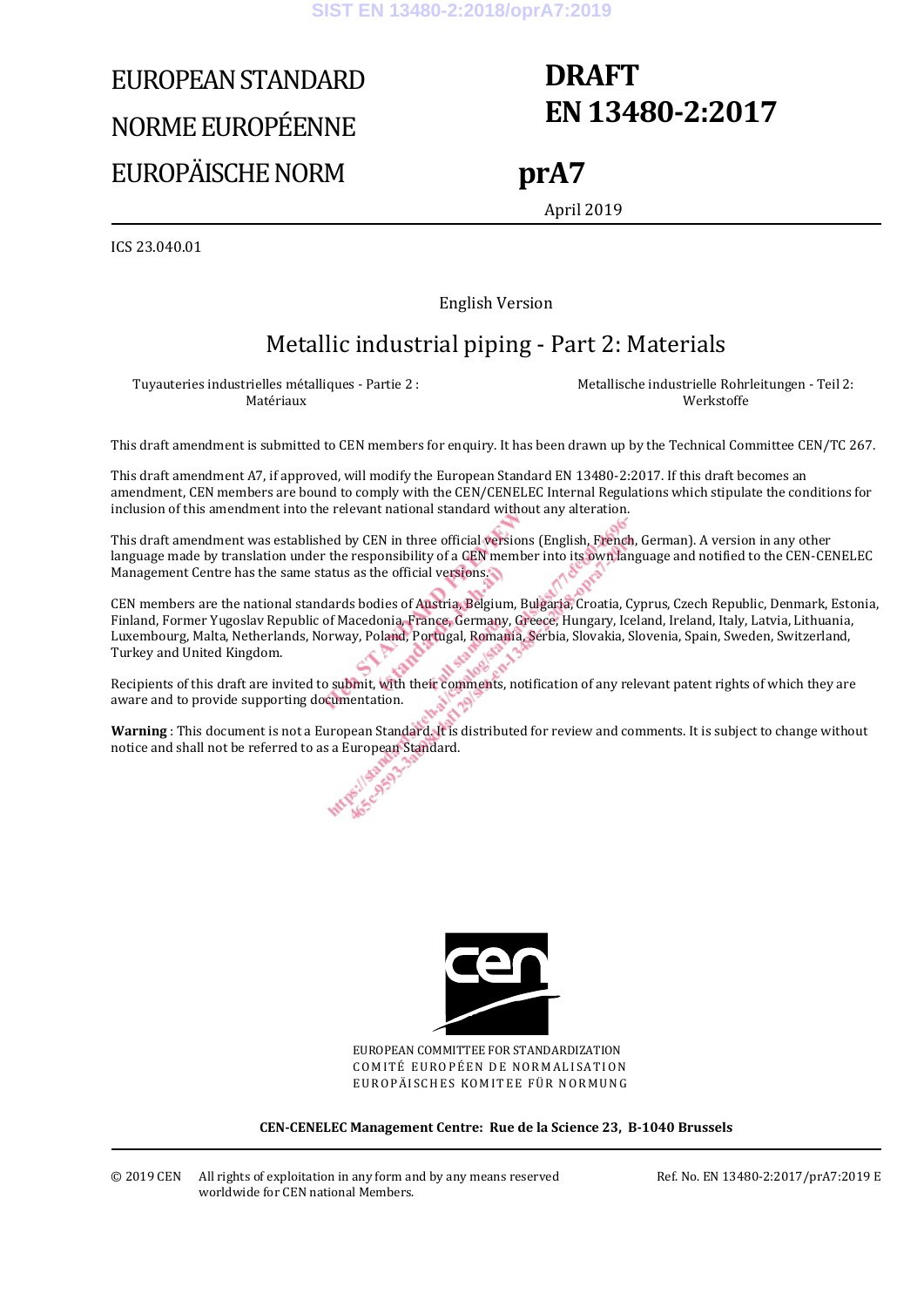# EUROPEAN STANDARD
# NORME EUROPÉENNE
# EUROPÄISCHE NORM

**DRAFT**
**EN 13480-2:2017**

**prA7**

April 2019

ICS 23.040.01

English Version

## Metallic industrial piping - Part 2: Materials

Tuyauteries industrielles métalliques - Partie 2 : Matériaux

Metallische industrielle Rohrleitungen - Teil 2: Werkstoffe

This draft amendment is submitted to CEN members for enquiry. It has been drawn up by the Technical Committee CEN/TC 267.

This draft amendment A7, if approved, will modify the European Standard EN 13480-2:2017. If this draft becomes an amendment, CEN members are bound to comply with the CEN/CENELEC Internal Regulations which stipulate the conditions for inclusion of this amendment into the relevant national standard without any alteration.

This draft amendment was established by CEN in three official versions (English, French, German). A version in any other language made by translation under the responsibility of a CEN member into its own language and notified to the CEN-CENELEC Management Centre has the same status as the official versions.

CEN members are the national standards bodies of Austria, Belgium, Bulgaria, Croatia, Cyprus, Czech Republic, Denmark, Estonia, Finland, Former Yugoslav Republic of Macedonia, France, Germany, Greece, Hungary, Iceland, Ireland, Italy, Latvia, Lithuania, Luxembourg, Malta, Netherlands, Norway, Poland, Portugal, Romania, Serbia, Slovakia, Slovenia, Spain, Sweden, Switzerland, Turkey and United Kingdom.

Recipients of this draft are invited to submit, with their comments, notification of any relevant patent rights of which they are aware and to provide supporting documentation.

**Warning** : This document is not a European Standard. It is distributed for review and comments. It is subject to change without notice and shall not be referred to as a European Standard.

EUROPEAN COMMITTEE FOR STANDARDIZATION
COMITÉ EUROPÉEN DE NORMALISATION
EUROPÄISCHES KOMITEE FÜR NORMUNG

**CEN-CENELEC Management Centre: Rue de la Science 23, B-1040 Brussels**

© 2019 CEN All rights of exploitation in any form and by any means reserved worldwide for CEN national Members.

Ref. No. EN 13480-2:2017/prA7:2019 E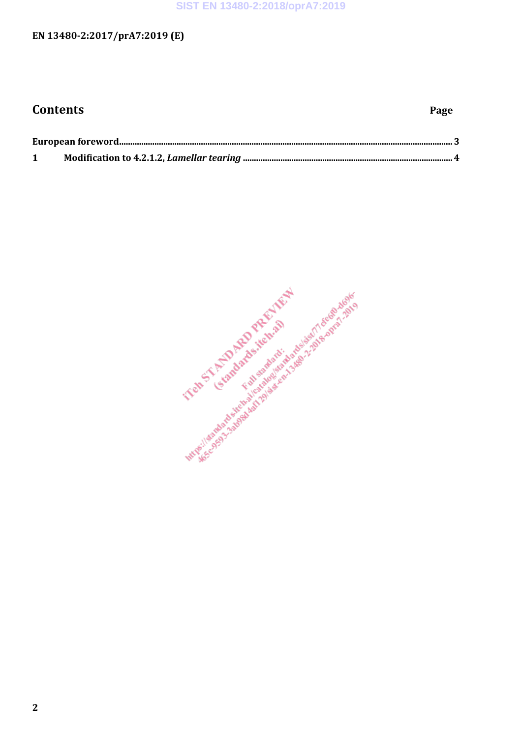# Contents

Page

European foreword ..................................................................................................................................... 3

1 Modification to 4.2.1.2, *Lamellar tearing* ........................................................................................ 4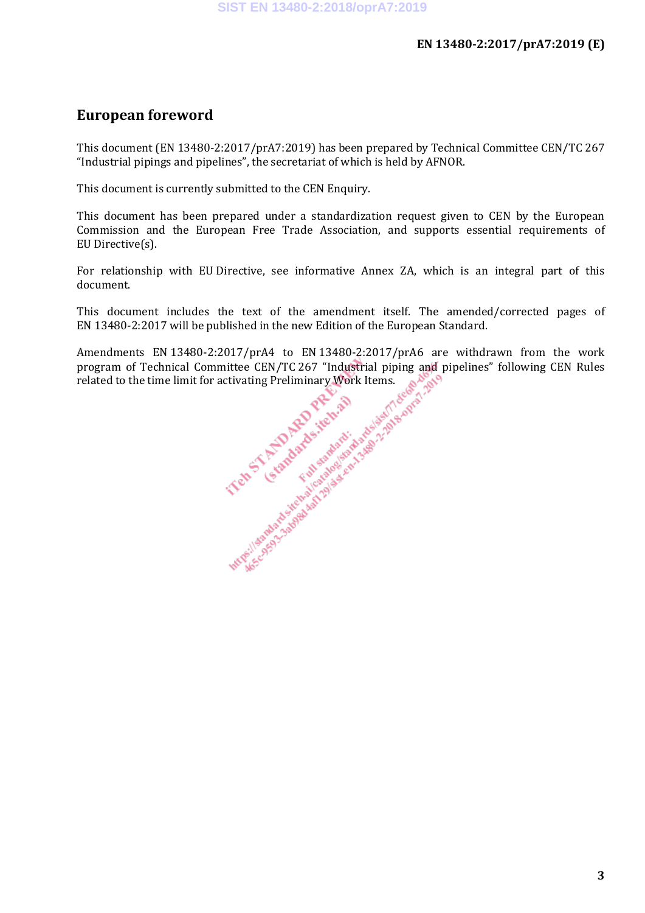# European foreword

This document (EN 13480-2:2017/prA7:2019) has been prepared by Technical Committee CEN/TC 267 "Industrial pipings and pipelines", the secretariat of which is held by AFNOR.

This document is currently submitted to the CEN Enquiry.

This document has been prepared under a standardization request given to CEN by the European Commission and the European Free Trade Association, and supports essential requirements of EU Directive(s).

For relationship with EU Directive, see informative Annex ZA, which is an integral part of this document.

This document includes the text of the amendment itself. The amended/corrected pages of EN 13480-2:2017 will be published in the new Edition of the European Standard.

Amendments EN 13480-2:2017/prA4 to EN 13480-2:2017/prA6 are withdrawn from the work program of Technical Committee CEN/TC 267 "Industrial piping and pipelines" following CEN Rules related to the time limit for activating Preliminary Work Items.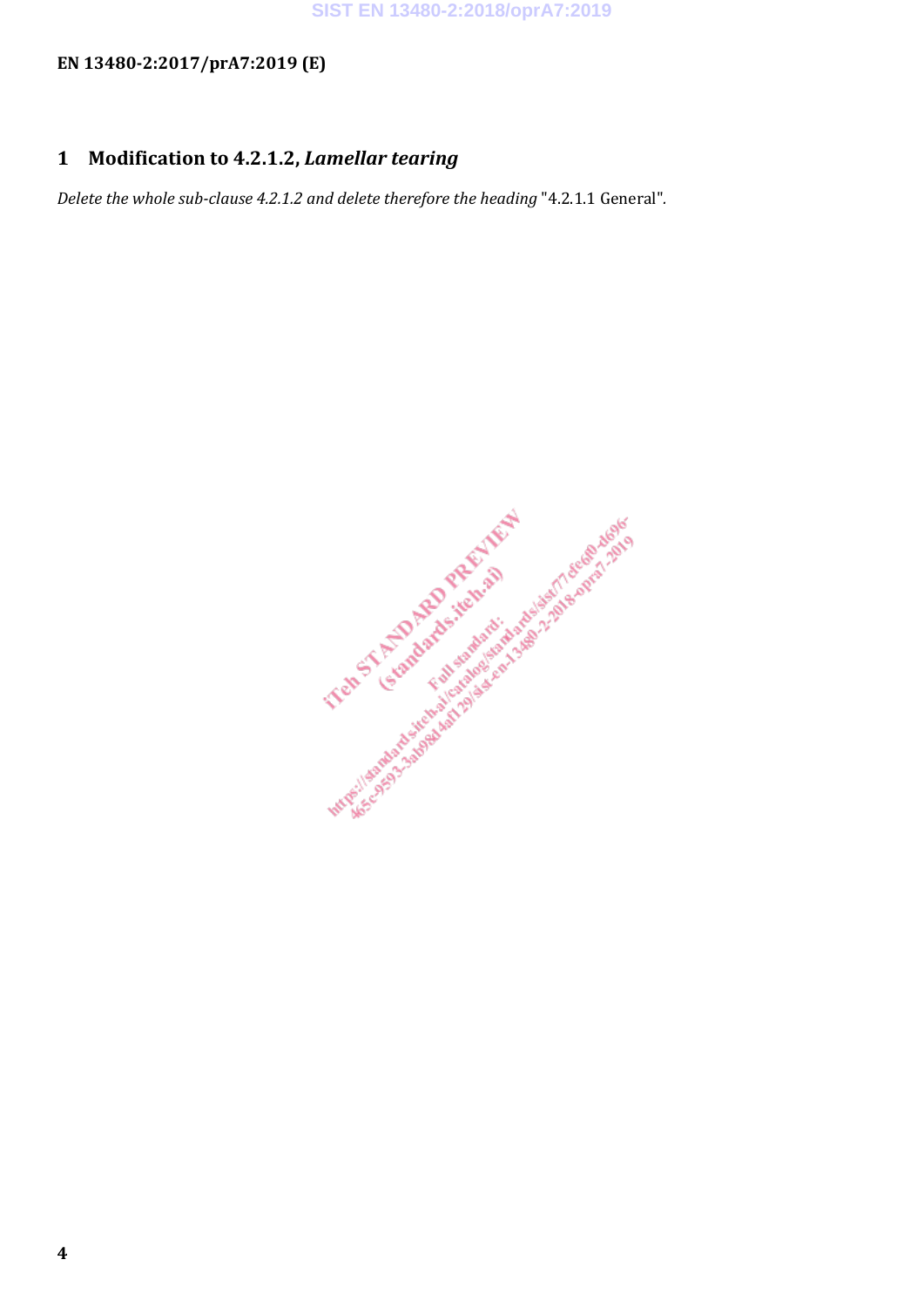## 1 Modification to 4.2.1.2, *Lamellar tearing*

*Delete the whole sub-clause 4.2.1.2 and delete therefore the heading* "4.2.1.1 General".